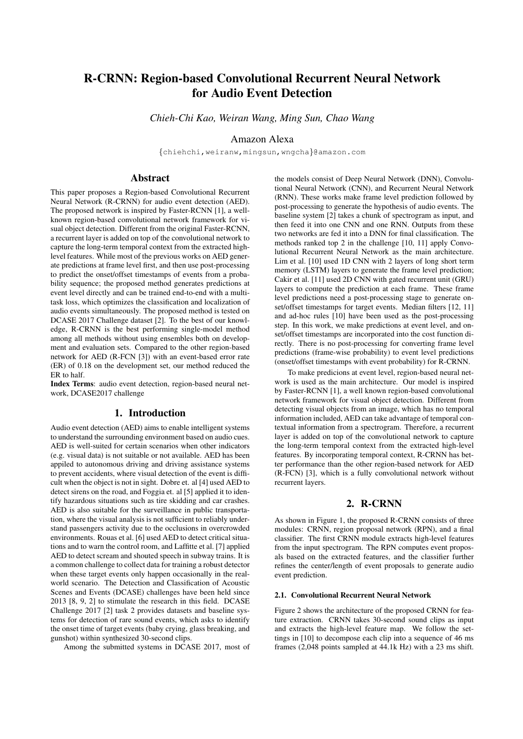# R-CRNN: Region-based Convolutional Recurrent Neural Network for Audio Event Detection

*Chieh-Chi Kao, Weiran Wang, Ming Sun, Chao Wang*

Amazon Alexa

{chiehchi,weiranw,mingsun,wngcha}@amazon.com

## Abstract

This paper proposes a Region-based Convolutional Recurrent Neural Network (R-CRNN) for audio event detection (AED). The proposed network is inspired by Faster-RCNN [1], a well-known region-based convolutional network framework for visual object detection. Different from the original Faster-RCNN, a recurrent layer is added on top of the convolutional network to capture the long-term temporal context from the extracted high-level features. While most of the previous works on AED generate predictions at frame level first, and then use post-processing to predict the onset/offset timestamps of events from a probability sequence; the proposed method generates predictions at event level directly and can be trained end-to-end with a multi-task loss, which optimizes the classification and localization of audio events simultaneously. The proposed method is tested on DCASE 2017 Challenge dataset [2]. To the best of our knowledge, R-CRNN is the best performing single-model method among all methods without using ensembles both on development and evaluation sets. Compared to the other region-based network for AED (R-FCN [3]) with an event-based error rate (ER) of 0.18 on the development set, our method reduced the ER to half.

**Index Terms**: audio event detection, region-based neural network, DCASE2017 challenge

## 1. Introduction

Audio event detection (AED) aims to enable intelligent systems to understand the surrounding environment based on audio cues. AED is well-suited for certain scenarios when other indicators (e.g. visual data) is not suitable or not available. AED has been appiled to autonomous driving and driving assistance systems to prevent accidents, where visual detection of the event is difficult when the object is not in sight. Dobre et. al [4] used AED to detect sirens on the road, and Foggia et. al [5] applied it to identify hazardous situations such as tire skidding and car crashes. AED is also suitable for the surveillance in public transportation, where the visual analysis is not sufficient to reliably understand passengers activity due to the occlusions in overcrowded environments. Rouas et al. [6] used AED to detect critical situations and to warn the control room, and Laffitte et al. [7] applied AED to detect scream and shouted speech in subway trains. It is a common challenge to collect data for training a robust detector when these target events only happen occasionally in the real-world scenario. The Detection and Classification of Acoustic Scenes and Events (DCASE) challenges have been held since 2013 [8, 9, 2] to stimulate the research in this field. DCASE Challenge 2017 [2] task 2 provides datasets and baseline systems for detection of rare sound events, which asks to identify the onset time of target events (baby crying, glass breaking, and gunshot) within synthesized 30-second clips.

Among the submitted systems in DCASE 2017, most of the models consist of Deep Neural Network (DNN), Convolutional Neural Network (CNN), and Recurrent Neural Network (RNN). These works make frame level prediction followed by post-processing to generate the hypothesis of audio events. The baseline system [2] takes a chunk of spectrogram as input, and then feed it into one CNN and one RNN. Outputs from these two networks are fed it into a DNN for final classification. The methods ranked top 2 in the challenge [10, 11] apply Convolutional Recurrent Neural Network as the main architecture. Lim et al. [10] used 1D CNN with 2 layers of long short term memory (LSTM) layers to generate the frame level prediction; Cakir et al. [11] used 2D CNN with gated recurrent unit (GRU) layers to compute the prediction at each frame. These frame level predictions need a post-processing stage to generate onset/offset timestamps for target events. Median filters [12, 11] and ad-hoc rules [10] have been used as the post-processing step. In this work, we make predictions at event level, and onset/offset timestamps are incorporated into the cost function directly. There is no post-processing for converting frame level predictions (frame-wise probability) to event level predictions (onset/offset timestamps with event probability) for R-CRNN.

To make predicions at event level, region-based neural network is used as the main architecture. Our model is inspired by Faster-RCNN [1], a well known region-based convolutional network framework for visual object detection. Different from detecting visual objects from an image, which has no temporal information included, AED can take advantage of temporal contextual information from a spectrogram. Therefore, a recurrent layer is added on top of the convolutional network to capture the long-term temporal context from the extracted high-level features. By incorporating temporal context, R-CRNN has better performance than the other region-based network for AED (R-FCN) [3], which is a fully convolutional network without recurrent layers.

## 2. R-CRNN

As shown in Figure 1, the proposed R-CRNN consists of three modules: CRNN, region proposal network (RPN), and a final classifier. The first CRNN module extracts high-level features from the input spectrogram. The RPN computes event proposals based on the extracted features, and the classifier further refines the center/length of event proposals to generate audio event prediction.

### 2.1. Convolutional Recurrent Neural Network

Figure 2 shows the architecture of the proposed CRNN for feature extraction. CRNN takes 30-second sound clips as input and extracts the high-level feature map. We follow the settings in [10] to decompose each clip into a sequence of 46 ms frames (2,048 points sampled at 44.1k Hz) with a 23 ms shift.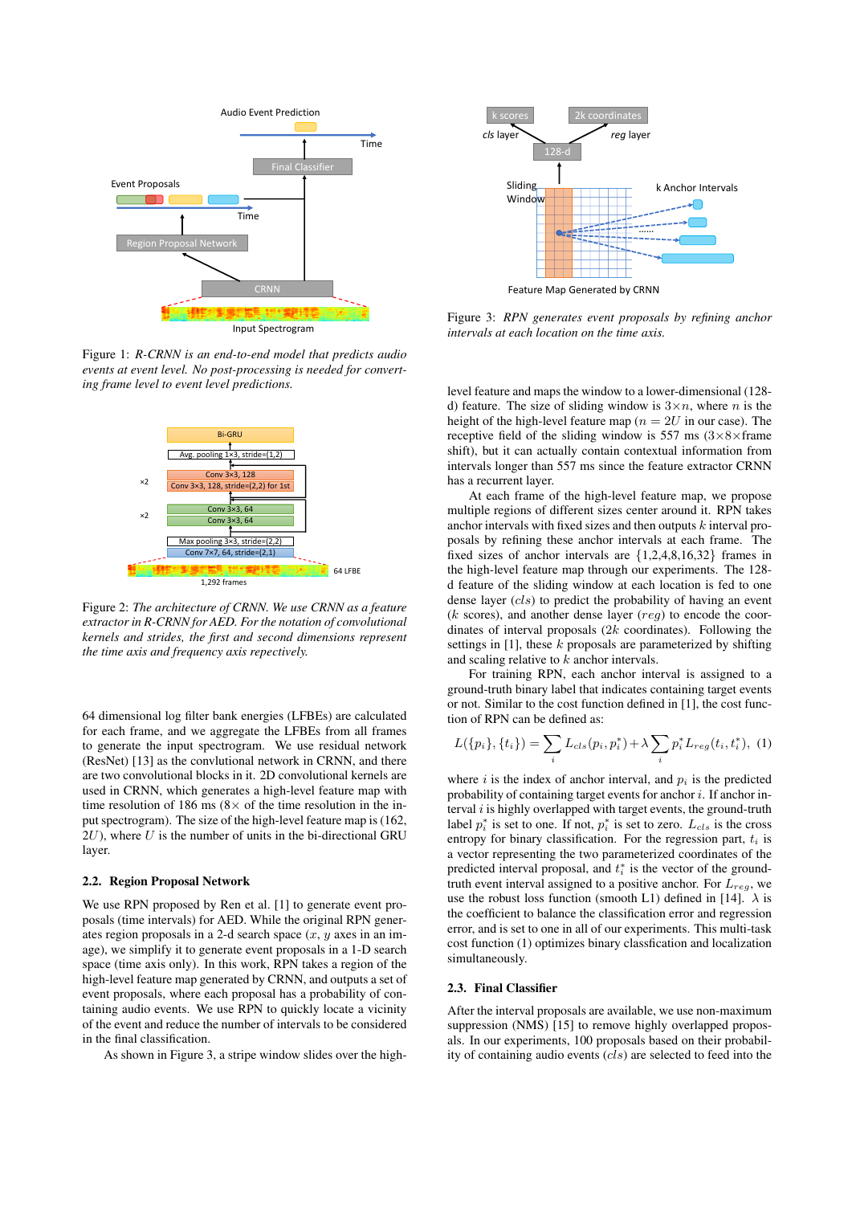Figure 1: *R-CRNN is an end-to-end model that predicts audio events at event level. No post-processing is needed for converting frame level to event level predictions.*

Figure 2: *The architecture of CRNN. We use CRNN as a feature extractor in R-CRNN for AED. For the notation of convolutional kernels and strides, the first and second dimensions represent the time axis and frequency axis repectively.*

64 dimensional log filter bank energies (LFBEs) are calculated for each frame, and we aggregate the LFBEs from all frames to generate the input spectrogram. We use residual network (ResNet) [13] as the convlutional network in CRNN, and there are two convolutional blocks in it. 2D convolutional kernels are used in CRNN, which generates a high-level feature map with time resolution of 186 ms ($8\times$ of the time resolution in the input spectrogram). The size of the high-level feature map is (162, $2U$), where $U$ is the number of units in the bi-directional GRU layer.

### 2.2. Region Proposal Network

We use RPN proposed by Ren et al. [1] to generate event proposals (time intervals) for AED. While the original RPN generates region proposals in a 2-d search space ($x$, $y$ axes in an image), we simplify it to generate event proposals in a 1-D search space (time axis only). In this work, RPN takes a region of the high-level feature map generated by CRNN, and outputs a set of event proposals, where each proposal has a probability of containing audio events. We use RPN to quickly locate a vicinity of the event and reduce the number of intervals to be considered in the final classification.

As shown in Figure 3, a stripe window slides over the high-level feature and maps the window to a lower-dimensional (128-d) feature. The size of sliding window is $3\times n$, where $n$ is the height of the high-level feature map ($n = 2U$ in our case). The receptive field of the sliding window is 557 ms ($3\times 8\times$frame shift), but it can actually contain contextual information from intervals longer than 557 ms since the feature extractor CRNN has a recurrent layer.

Figure 3: *RPN generates event proposals by refining anchor intervals at each location on the time axis.*

At each frame of the high-level feature map, we propose multiple regions of different sizes center around it. RPN takes anchor intervals with fixed sizes and then outputs $k$ interval proposals by refining anchor intervals at each frame. The fixed sizes of anchor intervals are $\{1,2,4,8,16,32\}$ frames in the high-level feature map through our experiments. The 128-d feature of the sliding window at each location is fed to one dense layer ($cls$) to predict the probability of having an event ($k$ scores), and another dense layer ($reg$) to encode the coordinates of interval proposals ($2k$ coordinates). Following the settings in [1], these $k$ proposals are parameterized by shifting and scaling relative to $k$ anchor intervals.

For training RPN, each anchor interval is assigned to a ground-truth binary label that indicates containing target events or not. Similar to the cost function defined in [1], the cost function of RPN can be defined as:

$$L(\{p_i\}, \{t_i\}) = \sum_i L_{cls}(p_i, p_i^*) + \lambda \sum_i p_i^* L_{reg}(t_i, t_i^*), \quad (1)$$

where $i$ is the index of anchor interval, and $p_i$ is the predicted probability of containing target events for anchor $i$. If anchor interval $i$ is highly overlapped with target events, the ground-truth label $p_i^*$ is set to one. If not, $p_i^*$ is set to zero. $L_{cls}$ is the cross entropy for binary classification. For the regression part, $t_i$ is a vector representing the two parameterized coordinates of the predicted interval proposal, and $t_i^*$ is the vector of the ground-truth event interval assigned to a positive anchor. For $L_{reg}$, we use the robust loss function (smooth L1) defined in [14]. $\lambda$ is the coefficient to balance the classification error and regression error, and is set to one in all of our experiments. This multi-task cost function (1) optimizes binary classfication and localization simultaneously.

### 2.3. Final Classifier

After the interval proposals are available, we use non-maximum suppression (NMS) [15] to remove highly overlapped proposals. In our experiments, 100 proposals based on their probability of containing audio events ($cls$) are selected to feed into the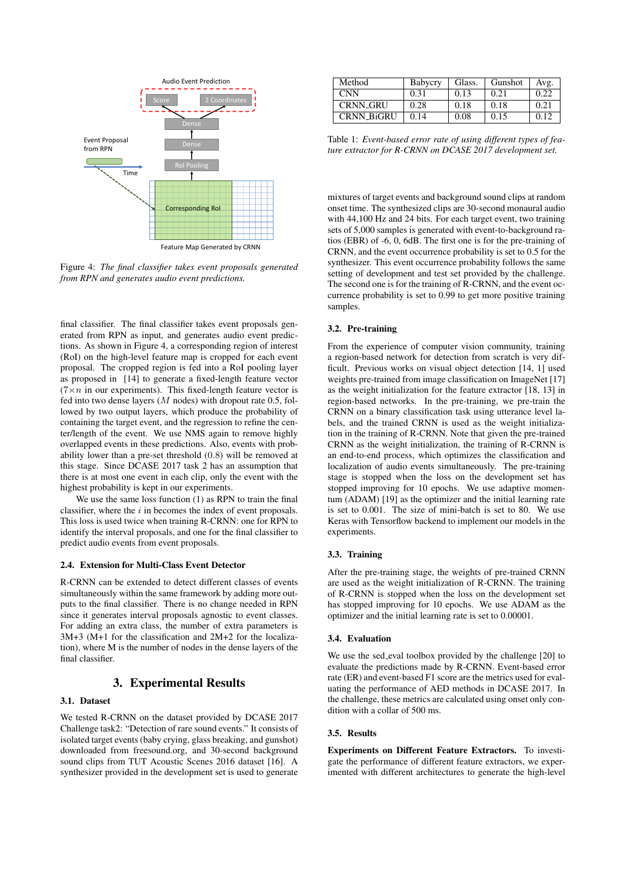Figure 4: *The final classifier takes event proposals generated from RPN and generates audio event predictions.*

final classifier. The final classifier takes event proposals generated from RPN as input, and generates audio event predictions. As shown in Figure 4, a corresponding region of interest (RoI) on the high-level feature map is cropped for each event proposal. The cropped region is fed into a RoI pooling layer as proposed in [14] to generate a fixed-length feature vector ($7 \times n$ in our experiments). This fixed-length feature vector is fed into two dense layers ($M$ nodes) with dropout rate 0.5, followed by two output layers, which produce the probability of containing the target event, and the regression to refine the center/length of the event. We use NMS again to remove highly overlapped events in these predictions. Also, events with probability lower than a pre-set threshold (0.8) will be removed at this stage. Since DCASE 2017 task 2 has an assumption that there is at most one event in each clip, only the event with the highest probability is kept in our experiments.

We use the same loss function (1) as RPN to train the final classifier, where the $i$ in becomes the index of event proposals. This loss is used twice when training R-CRNN: one for RPN to identify the interval proposals, and one for the final classifier to predict audio events from event proposals.

### 2.4. Extension for Multi-Class Event Detector

R-CRNN can be extended to detect different classes of events simultaneously within the same framework by adding more outputs to the final classifier. There is no change needed in RPN since it generates interval proposals agnostic to event classes. For adding an extra class, the number of extra parameters is 3M+3 (M+1 for the classification and 2M+2 for the localization), where M is the number of nodes in the dense layers of the final classifier.

## 3. Experimental Results

### 3.1. Dataset

We tested R-CRNN on the dataset provided by DCASE 2017 Challenge task2: "Detection of rare sound events." It consists of isolated target events (baby crying, glass breaking, and gunshot) downloaded from freesound.org, and 30-second background sound clips from TUT Acoustic Scenes 2016 dataset [16]. A synthesizer provided in the development set is used to generate mixtures of target events and background sound clips at random onset time. The synthesized clips are 30-second monaural audio with 44,100 Hz and 24 bits. For each target event, two training sets of 5,000 samples is generated with event-to-background ratios (EBR) of -6, 0, 6dB. The first one is for the pre-training of CRNN, and the event occurrence probability is set to 0.5 for the synthesizer. This event occurrence probability follows the same setting of development and test set provided by the challenge. The second one is for the training of R-CRNN, and the event occurrence probability is set to 0.99 to get more positive training samples.

| Method | Babycry | Glass. | Gunshot | Avg. |
|---|---|---|---|---|
| CNN | 0.31 | 0.13 | 0.21 | 0.22 |
| CRNN_GRU | 0.28 | 0.18 | 0.18 | 0.21 |
| CRNN_BiGRU | 0.14 | 0.08 | 0.15 | 0.12 |

Table 1: *Event-based error rate of using different types of feature extractor for R-CRNN on DCASE 2017 development set.*

### 3.2. Pre-training

From the experience of computer vision community, training a region-based network for detection from scratch is very difficult. Previous works on visual object detection [14, 1] used weights pre-trained from image classification on ImageNet [17] as the weight initialization for the feature extractor [18, 13] in region-based networks. In the pre-training, we pre-train the CRNN on a binary classification task using utterance level labels, and the trained CRNN is used as the weight initialization in the training of R-CRNN. Note that given the pre-trained CRNN as the weight initialization, the training of R-CRNN is an end-to-end process, which optimizes the classification and localization of audio events simultaneously. The pre-training stage is stopped when the loss on the development set has stopped improving for 10 epochs. We use adaptive momentum (ADAM) [19] as the optimizer and the initial learning rate is set to 0.001. The size of mini-batch is set to 80. We use Keras with Tensorflow backend to implement our models in the experiments.

### 3.3. Training

After the pre-training stage, the weights of pre-trained CRNN are used as the weight initialization of R-CRNN. The training of R-CRNN is stopped when the loss on the development set has stopped improving for 10 epochs. We use ADAM as the optimizer and the initial learning rate is set to 0.00001.

### 3.4. Evaluation

We use the sed_eval toolbox provided by the challenge [20] to evaluate the predictions made by R-CRNN. Event-based error rate (ER) and event-based F1 score are the metrics used for evaluating the performance of AED methods in DCASE 2017. In the challenge, these metrics are calculated using onset only condition with a collar of 500 ms.

### 3.5. Results

**Experiments on Different Feature Extractors.** To investigate the performance of different feature extractors, we experimented with different architectures to generate the high-level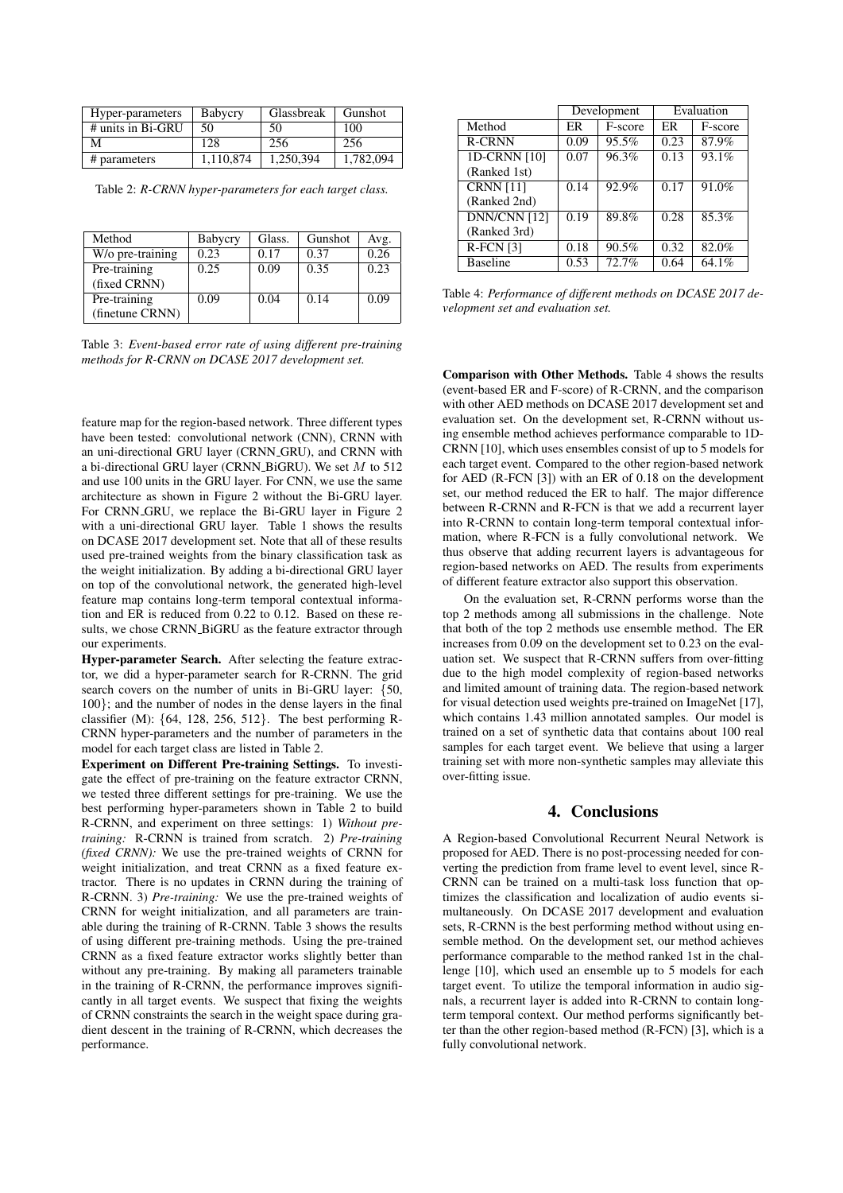| Hyper-parameters | Babycry | Glassbreak | Gunshot |
|---|---|---|---|
| # units in Bi-GRU | 50 | 50 | 100 |
| M | 128 | 256 | 256 |
| # parameters | 1,110,874 | 1,250,394 | 1,782,094 |

Table 2: *R-CRNN hyper-parameters for each target class.*

| Method | Babycry | Glass. | Gunshot | Avg. |
|---|---|---|---|---|
| W/o pre-training | 0.23 | 0.17 | 0.37 | 0.26 |
| Pre-training (fixed CRNN) | 0.25 | 0.09 | 0.35 | 0.23 |
| Pre-training (finetune CRNN) | 0.09 | 0.04 | 0.14 | 0.09 |

Table 3: *Event-based error rate of using different pre-training methods for R-CRNN on DCASE 2017 development set.*

feature map for the region-based network. Three different types have been tested: convolutional network (CNN), CRNN with an uni-directional GRU layer (CRNN_GRU), and CRNN with a bi-directional GRU layer (CRNN_BiGRU). We set $M$ to 512 and use 100 units in the GRU layer. For CNN, we use the same architecture as shown in Figure 2 without the Bi-GRU layer. For CRNN_GRU, we replace the Bi-GRU layer in Figure 2 with a uni-directional GRU layer. Table 1 shows the results on DCASE 2017 development set. Note that all of these results used pre-trained weights from the binary classification task as the weight initialization. By adding a bi-directional GRU layer on top of the convolutional network, the generated high-level feature map contains long-term temporal contextual information and ER is reduced from 0.22 to 0.12. Based on these results, we chose CRNN_BiGRU as the feature extractor through our experiments.

**Hyper-parameter Search.** After selecting the feature extractor, we did a hyper-parameter search for R-CRNN. The grid search covers on the number of units in Bi-GRU layer: {50, 100}; and the number of nodes in the dense layers in the final classifier (M): {64, 128, 256, 512}. The best performing R-CRNN hyper-parameters and the number of parameters in the model for each target class are listed in Table 2.

**Experiment on Different Pre-training Settings.** To investigate the effect of pre-training on the feature extractor CRNN, we tested three different settings for pre-training. We use the best performing hyper-parameters shown in Table 2 to build R-CRNN, and experiment on three settings: 1) *Without pre-training:* R-CRNN is trained from scratch. 2) *Pre-training (fixed CRNN):* We use the pre-trained weights of CRNN for weight initialization, and treat CRNN as a fixed feature extractor. There is no updates in CRNN during the training of R-CRNN. 3) *Pre-training:* We use the pre-trained weights of CRNN for weight initialization, and all parameters are trainable during the training of R-CRNN. Table 3 shows the results of using different pre-training methods. Using the pre-trained CRNN as a fixed feature extractor works slightly better than without any pre-training. By making all parameters trainable in the training of R-CRNN, the performance improves significantly in all target events. We suspect that fixing the weights of CRNN constraints the search in the weight space during gradient descent in the training of R-CRNN, which decreases the performance.

| | Development | | Evaluation | |
|---|---|---|---|---|
| Method | ER | F-score | ER | F-score |
| R-CRNN | 0.09 | 95.5% | 0.23 | 87.9% |
| 1D-CRNN [10] (Ranked 1st) | 0.07 | 96.3% | 0.13 | 93.1% |
| CRNN [11] (Ranked 2nd) | 0.14 | 92.9% | 0.17 | 91.0% |
| DNN/CNN [12] (Ranked 3rd) | 0.19 | 89.8% | 0.28 | 85.3% |
| R-FCN [3] | 0.18 | 90.5% | 0.32 | 82.0% |
| Baseline | 0.53 | 72.7% | 0.64 | 64.1% |

Table 4: *Performance of different methods on DCASE 2017 development set and evaluation set.*

**Comparison with Other Methods.** Table 4 shows the results (event-based ER and F-score) of R-CRNN, and the comparison with other AED methods on DCASE 2017 development set and evaluation set. On the development set, R-CRNN without using ensemble method achieves performance comparable to 1D-CRNN [10], which uses ensembles consist of up to 5 models for each target event. Compared to the other region-based network for AED (R-FCN [3]) with an ER of 0.18 on the development set, our method reduced the ER to half. The major difference between R-CRNN and R-FCN is that we add a recurrent layer into R-CRNN to contain long-term temporal contextual information, where R-FCN is a fully convolutional network. We thus observe that adding recurrent layers is advantageous for region-based networks on AED. The results from experiments of different feature extractor also support this observation.

On the evaluation set, R-CRNN performs worse than the top 2 methods among all submissions in the challenge. Note that both of the top 2 methods use ensemble method. The ER increases from 0.09 on the development set to 0.23 on the evaluation set. We suspect that R-CRNN suffers from over-fitting due to the high model complexity of region-based networks and limited amount of training data. The region-based network for visual detection used weights pre-trained on ImageNet [17], which contains 1.43 million annotated samples. Our model is trained on a set of synthetic data that contains about 100 real samples for each target event. We believe that using a larger training set with more non-synthetic samples may alleviate this over-fitting issue.

## 4. Conclusions

A Region-based Convolutional Recurrent Neural Network is proposed for AED. There is no post-processing needed for converting the prediction from frame level to event level, since R-CRNN can be trained on a multi-task loss function that optimizes the classification and localization of audio events simultaneously. On DCASE 2017 development and evaluation sets, R-CRNN is the best performing method without using ensemble method. On the development set, our method achieves performance comparable to the method ranked 1st in the challenge [10], which used an ensemble up to 5 models for each target event. To utilize the temporal information in audio signals, a recurrent layer is added into R-CRNN to contain long-term temporal context. Our method performs significantly better than the other region-based method (R-FCN) [3], which is a fully convolutional network.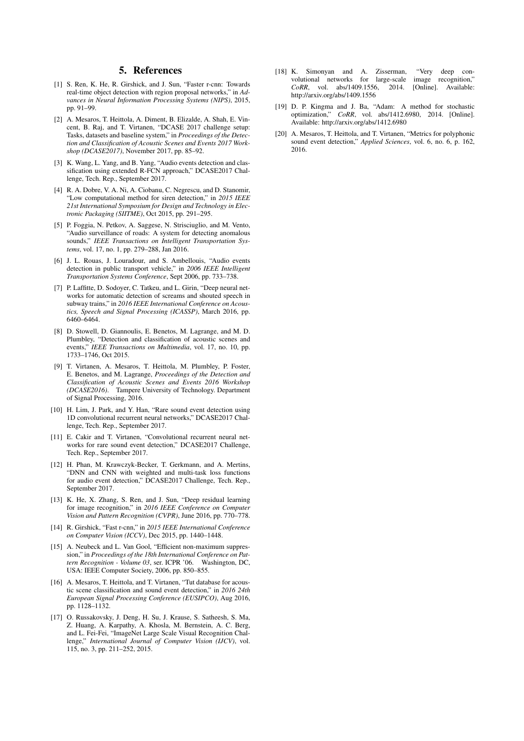## 5. References

[1] S. Ren, K. He, R. Girshick, and J. Sun, "Faster r-cnn: Towards real-time object detection with region proposal networks," in *Advances in Neural Information Processing Systems (NIPS)*, 2015, pp. 91–99.

[2] A. Mesaros, T. Heittola, A. Diment, B. Elizalde, A. Shah, E. Vincent, B. Raj, and T. Virtanen, "DCASE 2017 challenge setup: Tasks, datasets and baseline system," in *Proceedings of the Detection and Classification of Acoustic Scenes and Events 2017 Workshop (DCASE2017)*, November 2017, pp. 85–92.

[3] K. Wang, L. Yang, and B. Yang, "Audio events detection and classification using extended R-FCN approach," DCASE2017 Challenge, Tech. Rep., September 2017.

[4] R. A. Dobre, V. A. Ni, A. Ciobanu, C. Negrescu, and D. Stanomir, "Low computational method for siren detection," in *2015 IEEE 21st International Symposium for Design and Technology in Electronic Packaging (SIITME)*, Oct 2015, pp. 291–295.

[5] P. Foggia, N. Petkov, A. Saggese, N. Strisciuglio, and M. Vento, "Audio surveillance of roads: A system for detecting anomalous sounds," *IEEE Transactions on Intelligent Transportation Systems*, vol. 17, no. 1, pp. 279–288, Jan 2016.

[6] J. L. Rouas, J. Louradour, and S. Ambellouis, "Audio events detection in public transport vehicle," in *2006 IEEE Intelligent Transportation Systems Conference*, Sept 2006, pp. 733–738.

[7] P. Laffitte, D. Sodoyer, C. Tatkeu, and L. Girin, "Deep neural networks for automatic detection of screams and shouted speech in subway trains," in *2016 IEEE International Conference on Acoustics, Speech and Signal Processing (ICASSP)*, March 2016, pp. 6460–6464.

[8] D. Stowell, D. Giannoulis, E. Benetos, M. Lagrange, and M. D. Plumbley, "Detection and classification of acoustic scenes and events," *IEEE Transactions on Multimedia*, vol. 17, no. 10, pp. 1733–1746, Oct 2015.

[9] T. Virtanen, A. Mesaros, T. Heittola, M. Plumbley, P. Foster, E. Benetos, and M. Lagrange, *Proceedings of the Detection and Classification of Acoustic Scenes and Events 2016 Workshop (DCASE2016)*. Tampere University of Technology. Department of Signal Processing, 2016.

[10] H. Lim, J. Park, and Y. Han, "Rare sound event detection using 1D convolutional recurrent neural networks," DCASE2017 Challenge, Tech. Rep., September 2017.

[11] E. Cakir and T. Virtanen, "Convolutional recurrent neural networks for rare sound event detection," DCASE2017 Challenge, Tech. Rep., September 2017.

[12] H. Phan, M. Krawczyk-Becker, T. Gerkmann, and A. Mertins, "DNN and CNN with weighted and multi-task loss functions for audio event detection," DCASE2017 Challenge, Tech. Rep., September 2017.

[13] K. He, X. Zhang, S. Ren, and J. Sun, "Deep residual learning for image recognition," in *2016 IEEE Conference on Computer Vision and Pattern Recognition (CVPR)*, June 2016, pp. 770–778.

[14] R. Girshick, "Fast r-cnn," in *2015 IEEE International Conference on Computer Vision (ICCV)*, Dec 2015, pp. 1440–1448.

[15] A. Neubeck and L. Van Gool, "Efficient non-maximum suppression," in *Proceedings of the 18th International Conference on Pattern Recognition - Volume 03*, ser. ICPR '06. Washington, DC, USA: IEEE Computer Society, 2006, pp. 850–855.

[16] A. Mesaros, T. Heittola, and T. Virtanen, "Tut database for acoustic scene classification and sound event detection," in *2016 24th European Signal Processing Conference (EUSIPCO)*, Aug 2016, pp. 1128–1132.

[17] O. Russakovsky, J. Deng, H. Su, J. Krause, S. Satheesh, S. Ma, Z. Huang, A. Karpathy, A. Khosla, M. Bernstein, A. C. Berg, and L. Fei-Fei, "ImageNet Large Scale Visual Recognition Challenge," *International Journal of Computer Vision (IJCV)*, vol. 115, no. 3, pp. 211–252, 2015.

[18] K. Simonyan and A. Zisserman, "Very deep convolutional networks for large-scale image recognition," *CoRR*, vol. abs/1409.1556, 2014. [Online]. Available: http://arxiv.org/abs/1409.1556

[19] D. P. Kingma and J. Ba, "Adam: A method for stochastic optimization," *CoRR*, vol. abs/1412.6980, 2014. [Online]. Available: http://arxiv.org/abs/1412.6980

[20] A. Mesaros, T. Heittola, and T. Virtanen, "Metrics for polyphonic sound event detection," *Applied Sciences*, vol. 6, no. 6, p. 162, 2016.